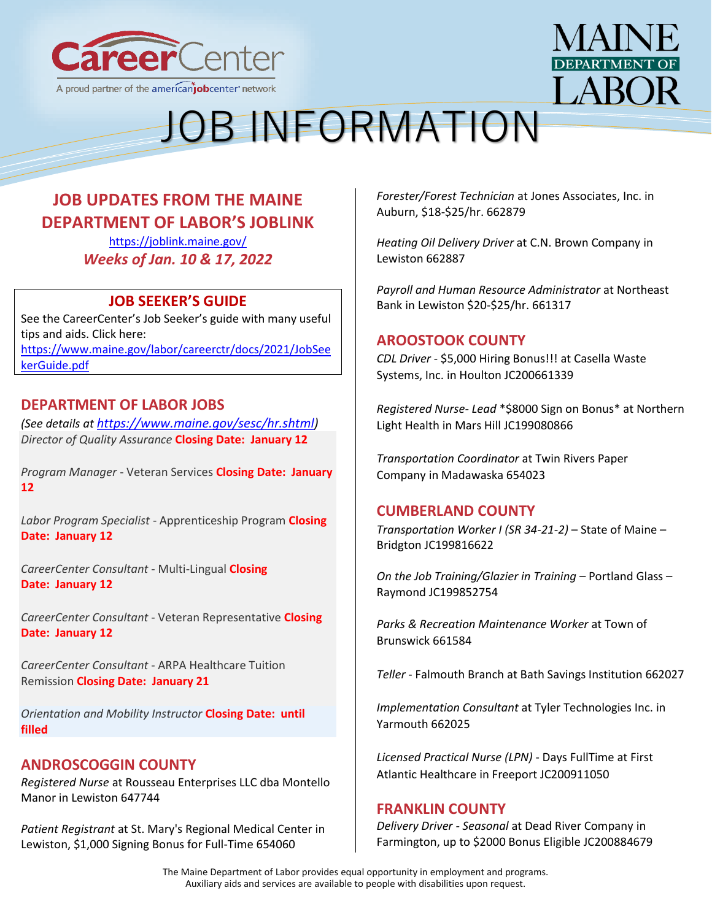# JOB INFORMATION

## JOB UPDATES FROM THE MAINE DEPARTMENT OF LABOR'S JOBLINK

https://joblink.maine.gov/

***Weeks of Jan. 10 & 17, 2022***

### JOB SEEKER'S GUIDE

See the CareerCenter's Job Seeker's guide with many useful tips and aids. Click here: https://www.maine.gov/labor/careerctr/docs/2021/JobSeekerGuide.pdf

## DEPARTMENT OF LABOR JOBS

*(See details at https://www.maine.gov/sesc/hr.shtml)*

*Director of Quality Assurance* **Closing Date: January 12**

*Program Manager* - Veteran Services **Closing Date: January 12**

*Labor Program Specialist* - Apprenticeship Program **Closing Date: January 12**

*CareerCenter Consultant* - Multi-Lingual **Closing Date: January 12**

*CareerCenter Consultant* - Veteran Representative **Closing Date: January 12**

*CareerCenter Consultant* - ARPA Healthcare Tuition Remission **Closing Date: January 21**

*Orientation and Mobility Instructor* **Closing Date: until filled**

## ANDROSCOGGIN COUNTY

*Registered Nurse* at Rousseau Enterprises LLC dba Montello Manor in Lewiston 647744

*Patient Registrant* at St. Mary's Regional Medical Center in Lewiston, $1,000 Signing Bonus for Full-Time 654060

*Forester/Forest Technician* at Jones Associates, Inc. in Auburn, $18-$25/hr. 662879

*Heating Oil Delivery Driver* at C.N. Brown Company in Lewiston 662887

*Payroll and Human Resource Administrator* at Northeast Bank in Lewiston $20-$25/hr. 661317

## AROOSTOOK COUNTY

*CDL Driver* - $5,000 Hiring Bonus!!! at Casella Waste Systems, Inc. in Houlton JC200661339

*Registered Nurse- Lead* *$8000 Sign on Bonus* at Northern Light Health in Mars Hill JC199080866

*Transportation Coordinator* at Twin Rivers Paper Company in Madawaska 654023

## CUMBERLAND COUNTY

*Transportation Worker I (SR 34-21-2)* – State of Maine – Bridgton JC199816622

*On the Job Training/Glazier in Training* – Portland Glass – Raymond JC199852754

*Parks & Recreation Maintenance Worker* at Town of Brunswick 661584

*Teller* - Falmouth Branch at Bath Savings Institution 662027

*Implementation Consultant* at Tyler Technologies Inc. in Yarmouth 662025

*Licensed Practical Nurse (LPN)* - Days FullTime at First Atlantic Healthcare in Freeport JC200911050

## FRANKLIN COUNTY

*Delivery Driver - Seasonal* at Dead River Company in Farmington, up to $2000 Bonus Eligible JC200884679

The Maine Department of Labor provides equal opportunity in employment and programs.
Auxiliary aids and services are available to people with disabilities upon request.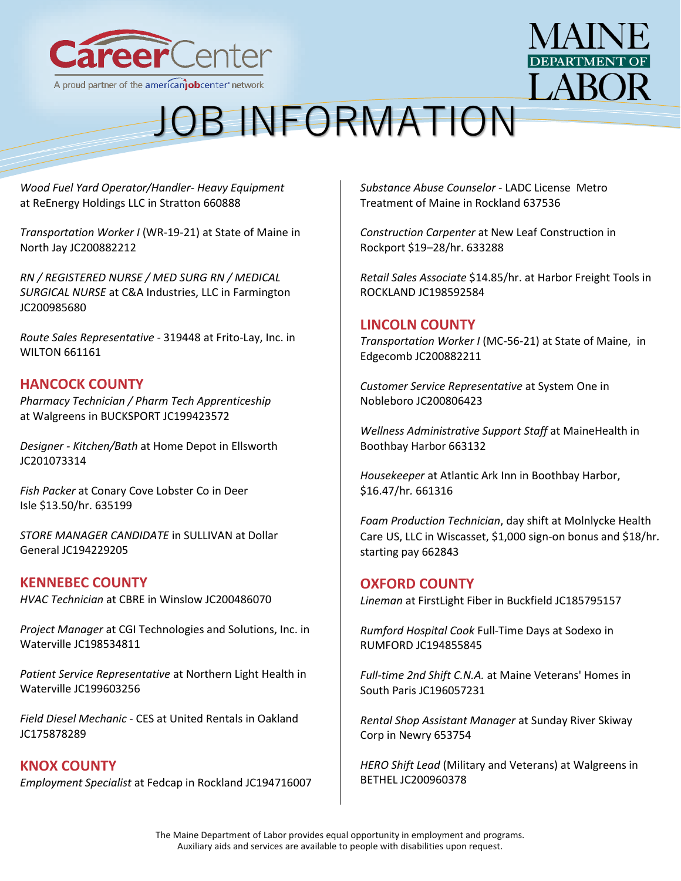# JOB INFORMATION

*Wood Fuel Yard Operator/Handler- Heavy Equipment* at ReEnergy Holdings LLC in Stratton 660888

*Transportation Worker I* (WR-19-21) at State of Maine in North Jay JC200882212

*RN / REGISTERED NURSE / MED SURG RN / MEDICAL SURGICAL NURSE* at C&A Industries, LLC in Farmington JC200985680

*Route Sales Representative* - 319448 at Frito-Lay, Inc. in WILTON 661161

## HANCOCK COUNTY

*Pharmacy Technician / Pharm Tech Apprenticeship* at Walgreens in BUCKSPORT JC199423572

*Designer - Kitchen/Bath* at Home Depot in Ellsworth JC201073314

*Fish Packer* at Conary Cove Lobster Co in Deer Isle $13.50/hr. 635199

*STORE MANAGER CANDIDATE* in SULLIVAN at Dollar General JC194229205

## KENNEBEC COUNTY

*HVAC Technician* at CBRE in Winslow JC200486070

*Project Manager* at CGI Technologies and Solutions, Inc. in Waterville JC198534811

*Patient Service Representative* at Northern Light Health in Waterville JC199603256

*Field Diesel Mechanic* - CES at United Rentals in Oakland JC175878289

## KNOX COUNTY

*Employment Specialist* at Fedcap in Rockland JC194716007

*Substance Abuse Counselor* - LADC License Metro Treatment of Maine in Rockland 637536

*Construction Carpenter* at New Leaf Construction in Rockport $19–28/hr. 633288

*Retail Sales Associate* $14.85/hr. at Harbor Freight Tools in ROCKLAND JC198592584

## LINCOLN COUNTY

*Transportation Worker I* (MC-56-21) at State of Maine, in Edgecomb JC200882211

*Customer Service Representative* at System One in Nobleboro JC200806423

*Wellness Administrative Support Staff* at MaineHealth in Boothbay Harbor 663132

*Housekeeper* at Atlantic Ark Inn in Boothbay Harbor, $16.47/hr. 661316

*Foam Production Technician*, day shift at Molnlycke Health Care US, LLC in Wiscasset, $1,000 sign-on bonus and $18/hr. starting pay 662843

## OXFORD COUNTY

*Lineman* at FirstLight Fiber in Buckfield JC185795157

*Rumford Hospital Cook* Full-Time Days at Sodexo in RUMFORD JC194855845

*Full-time 2nd Shift C.N.A.* at Maine Veterans' Homes in South Paris JC196057231

*Rental Shop Assistant Manager* at Sunday River Skiway Corp in Newry 653754

*HERO Shift Lead* (Military and Veterans) at Walgreens in BETHEL JC200960378

The Maine Department of Labor provides equal opportunity in employment and programs. Auxiliary aids and services are available to people with disabilities upon request.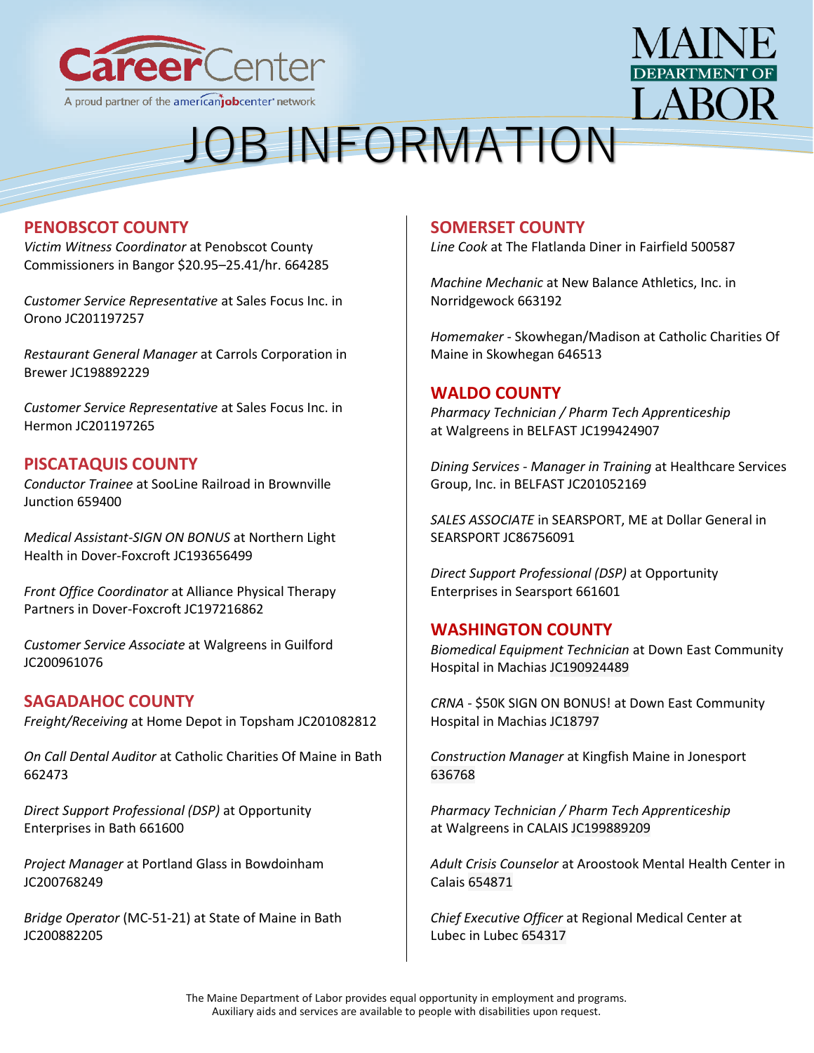# JOB INFORMATION

## PENOBSCOT COUNTY

*Victim Witness Coordinator* at Penobscot County Commissioners in Bangor $20.95–25.41/hr. 664285

*Customer Service Representative* at Sales Focus Inc. in Orono JC201197257

*Restaurant General Manager* at Carrols Corporation in Brewer JC198892229

*Customer Service Representative* at Sales Focus Inc. in Hermon JC201197265

## PISCATAQUIS COUNTY

*Conductor Trainee* at SooLine Railroad in Brownville Junction 659400

*Medical Assistant-SIGN ON BONUS* at Northern Light Health in Dover-Foxcroft JC193656499

*Front Office Coordinator* at Alliance Physical Therapy Partners in Dover-Foxcroft JC197216862

*Customer Service Associate* at Walgreens in Guilford JC200961076

## SAGADAHOC COUNTY

*Freight/Receiving* at Home Depot in Topsham JC201082812

*On Call Dental Auditor* at Catholic Charities Of Maine in Bath 662473

*Direct Support Professional (DSP)* at Opportunity Enterprises in Bath 661600

*Project Manager* at Portland Glass in Bowdoinham JC200768249

*Bridge Operator* (MC-51-21) at State of Maine in Bath JC200882205

## SOMERSET COUNTY

*Line Cook* at The Flatlanda Diner in Fairfield 500587

*Machine Mechanic* at New Balance Athletics, Inc. in Norridgewock 663192

*Homemaker* - Skowhegan/Madison at Catholic Charities Of Maine in Skowhegan 646513

## WALDO COUNTY

*Pharmacy Technician / Pharm Tech Apprenticeship* at Walgreens in BELFAST JC199424907

*Dining Services - Manager in Training* at Healthcare Services Group, Inc. in BELFAST JC201052169

*SALES ASSOCIATE* in SEARSPORT, ME at Dollar General in SEARSPORT JC86756091

*Direct Support Professional (DSP)* at Opportunity Enterprises in Searsport 661601

## WASHINGTON COUNTY

*Biomedical Equipment Technician* at Down East Community Hospital in Machias JC190924489

*CRNA* - $50K SIGN ON BONUS! at Down East Community Hospital in Machias JC18797

*Construction Manager* at Kingfish Maine in Jonesport 636768

*Pharmacy Technician / Pharm Tech Apprenticeship* at Walgreens in CALAIS JC199889209

*Adult Crisis Counselor* at Aroostook Mental Health Center in Calais 654871

*Chief Executive Officer* at Regional Medical Center at Lubec in Lubec 654317

The Maine Department of Labor provides equal opportunity in employment and programs. Auxiliary aids and services are available to people with disabilities upon request.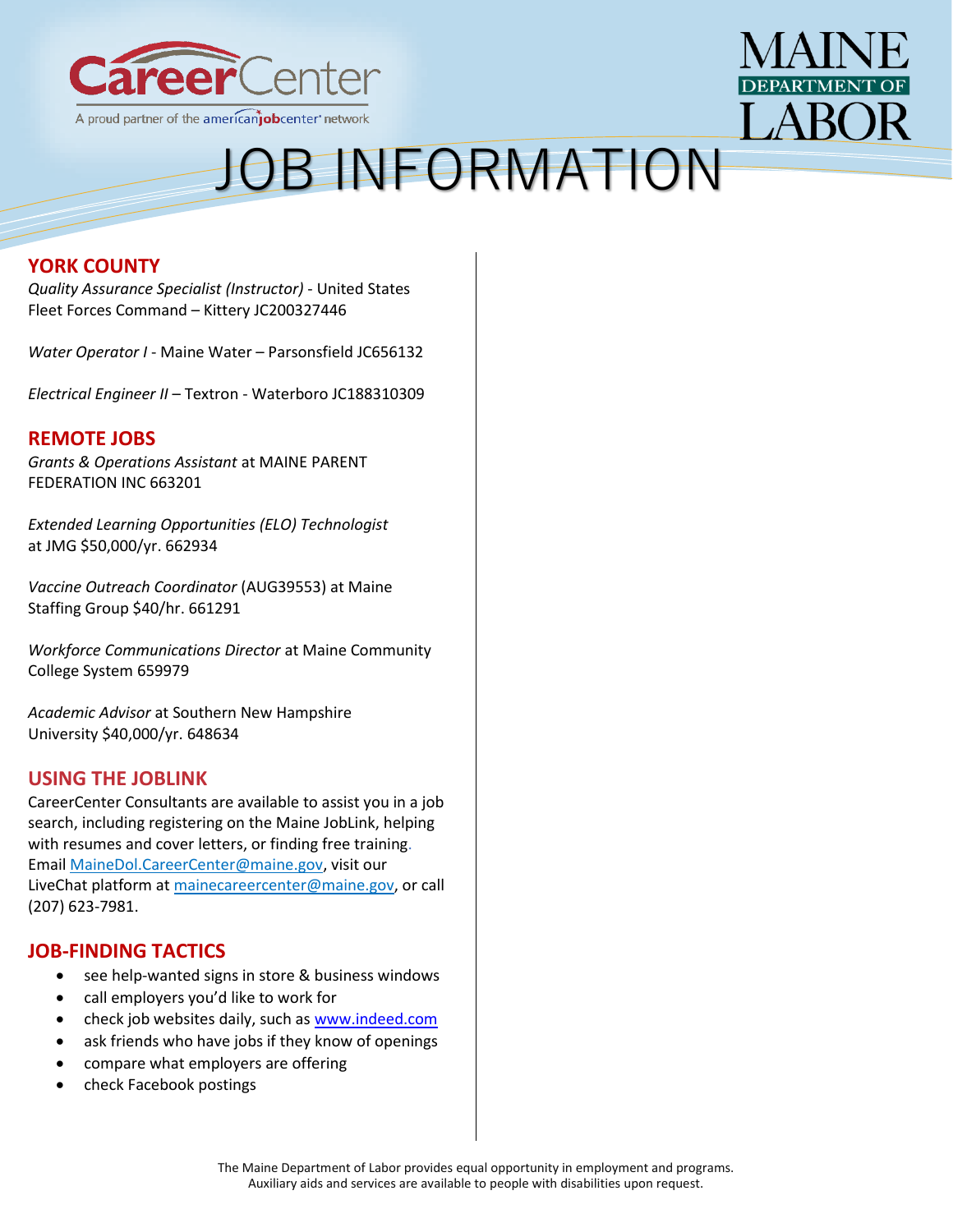# JOB INFORMATION

## YORK COUNTY

*Quality Assurance Specialist (Instructor)* - United States Fleet Forces Command – Kittery JC200327446

*Water Operator I* - Maine Water – Parsonsfield JC656132

*Electrical Engineer II* – Textron - Waterboro JC188310309

## REMOTE JOBS

*Grants & Operations Assistant* at MAINE PARENT FEDERATION INC 663201

*Extended Learning Opportunities (ELO) Technologist* at JMG $50,000/yr. 662934

*Vaccine Outreach Coordinator* (AUG39553) at Maine Staffing Group $40/hr. 661291

*Workforce Communications Director* at Maine Community College System 659979

*Academic Advisor* at Southern New Hampshire University $40,000/yr. 648634

## USING THE JOBLINK

CareerCenter Consultants are available to assist you in a job search, including registering on the Maine JobLink, helping with resumes and cover letters, or finding free training. Email MaineDol.CareerCenter@maine.gov, visit our LiveChat platform at mainecareercenter@maine.gov, or call (207) 623-7981.

## JOB-FINDING TACTICS

- see help-wanted signs in store & business windows
- call employers you'd like to work for
- check job websites daily, such as www.indeed.com
- ask friends who have jobs if they know of openings
- compare what employers are offering
- check Facebook postings

The Maine Department of Labor provides equal opportunity in employment and programs.
Auxiliary aids and services are available to people with disabilities upon request.